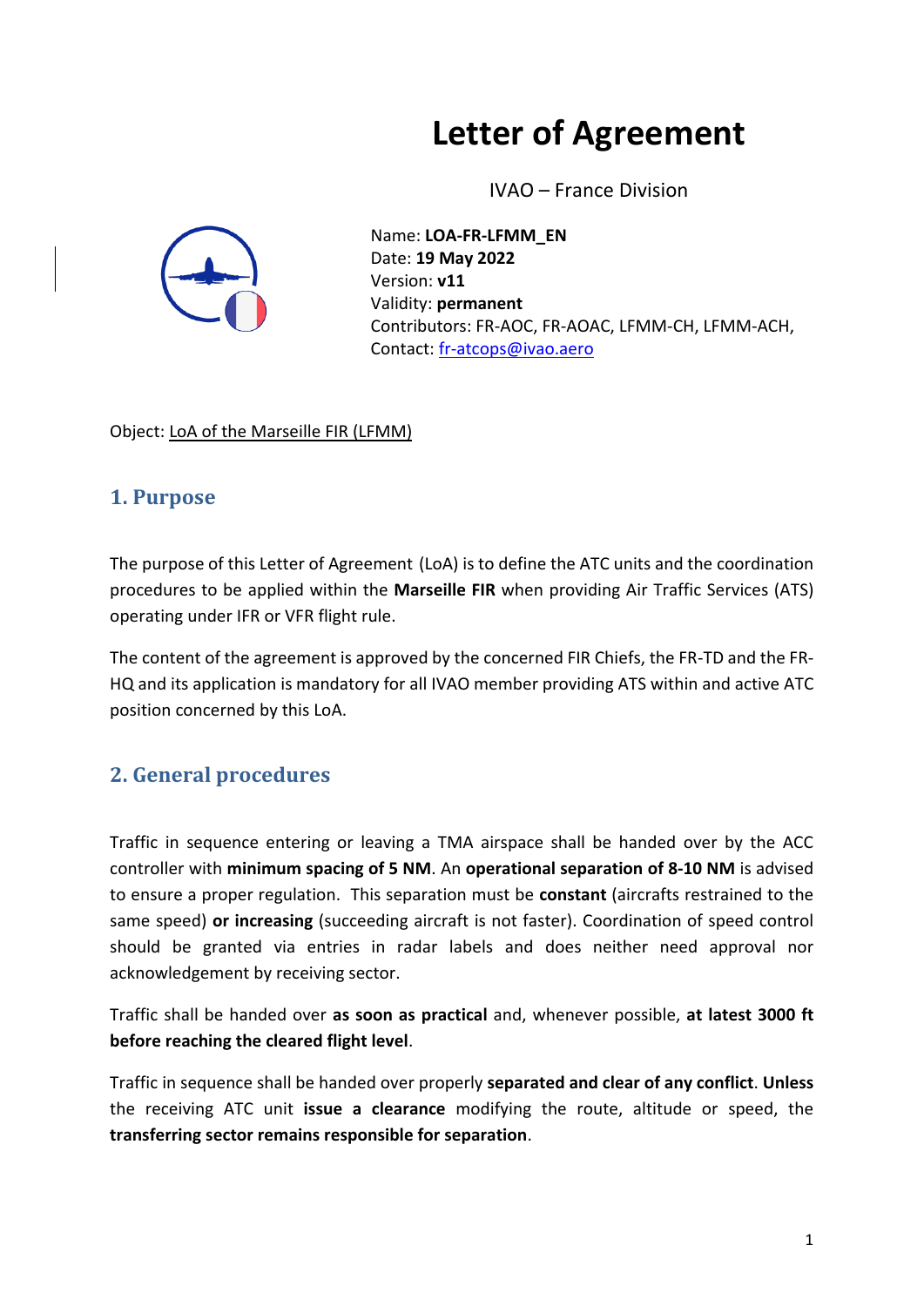# Letter of Agreement

IVAO – France Division

Name: **LOA-FR-LFMM_EN**
Date: **19 May 2022**
Version: **v11**
Validity: **permanent**
Contributors: FR-AOC, FR-AOAC, LFMM-CH, LFMM-ACH,
Contact: fr-atcops@ivao.aero

Object: LoA of the Marseille FIR (LFMM)

## 1. Purpose

The purpose of this Letter of Agreement (LoA) is to define the ATC units and the coordination procedures to be applied within the **Marseille FIR** when providing Air Traffic Services (ATS) operating under IFR or VFR flight rule.

The content of the agreement is approved by the concerned FIR Chiefs, the FR-TD and the FR-HQ and its application is mandatory for all IVAO member providing ATS within and active ATC position concerned by this LoA.

## 2. General procedures

Traffic in sequence entering or leaving a TMA airspace shall be handed over by the ACC controller with **minimum spacing of 5 NM**. An **operational separation of 8-10 NM** is advised to ensure a proper regulation. This separation must be **constant** (aircrafts restrained to the same speed) **or increasing** (succeeding aircraft is not faster). Coordination of speed control should be granted via entries in radar labels and does neither need approval nor acknowledgement by receiving sector.

Traffic shall be handed over **as soon as practical** and, whenever possible, **at latest 3000 ft before reaching the cleared flight level**.

Traffic in sequence shall be handed over properly **separated and clear of any conflict**. **Unless** the receiving ATC unit **issue a clearance** modifying the route, altitude or speed, the **transferring sector remains responsible for separation**.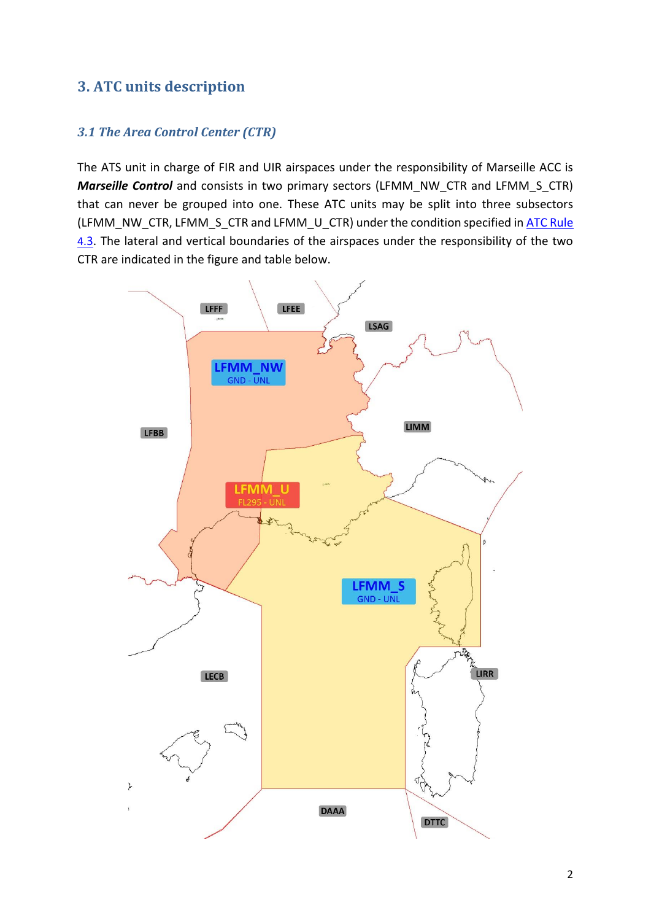# 3. ATC units description

## *3.1 The Area Control Center (CTR)*

The ATS unit in charge of FIR and UIR airspaces under the responsibility of Marseille ACC is ***Marseille Control*** and consists in two primary sectors (LFMM_NW_CTR and LFMM_S_CTR) that can never be grouped into one. These ATC units may be split into three subsectors (LFMM_NW_CTR, LFMM_S_CTR and LFMM_U_CTR) under the condition specified in [ATC Rule 4.3](). The lateral and vertical boundaries of the airspaces under the responsibility of the two CTR are indicated in the figure and table below.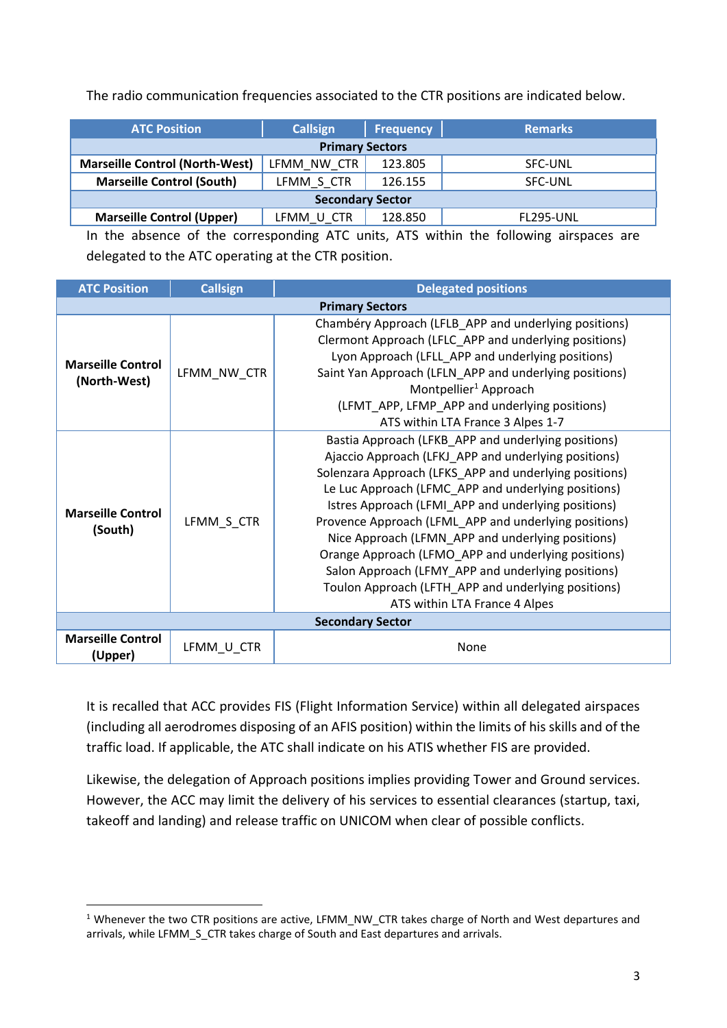The radio communication frequencies associated to the CTR positions are indicated below.

| ATC Position | Callsign | Frequency | Remarks |
|---|---|---|---|
| **Primary Sectors** | | | |
| **Marseille Control (North-West)** | LFMM_NW_CTR | 123.805 | SFC-UNL |
| **Marseille Control (South)** | LFMM_S_CTR | 126.155 | SFC-UNL |
| **Secondary Sector** | | | |
| **Marseille Control (Upper)** | LFMM_U_CTR | 128.850 | FL295-UNL |

In the absence of the corresponding ATC units, ATS within the following airspaces are delegated to the ATC operating at the CTR position.

| ATC Position | Callsign | Delegated positions |
|---|---|---|
| **Primary Sectors** | | |
| **Marseille Control (North-West)** | LFMM_NW_CTR | Chambéry Approach (LFLB_APP and underlying positions)<br>Clermont Approach (LFLC_APP and underlying positions)<br>Lyon Approach (LFLL_APP and underlying positions)<br>Saint Yan Approach (LFLN_APP and underlying positions)<br>Montpellier[1] Approach<br>(LFMT_APP, LFMP_APP and underlying positions)<br>ATS within LTA France 3 Alpes 1-7 |
| **Marseille Control (South)** | LFMM_S_CTR | Bastia Approach (LFKB_APP and underlying positions)<br>Ajaccio Approach (LFKJ_APP and underlying positions)<br>Solenzara Approach (LFKS_APP and underlying positions)<br>Le Luc Approach (LFMC_APP and underlying positions)<br>Istres Approach (LFMI_APP and underlying positions)<br>Provence Approach (LFML_APP and underlying positions)<br>Nice Approach (LFMN_APP and underlying positions)<br>Orange Approach (LFMO_APP and underlying positions)<br>Salon Approach (LFMY_APP and underlying positions)<br>Toulon Approach (LFTH_APP and underlying positions)<br>ATS within LTA France 4 Alpes |
| **Secondary Sector** | | |
| **Marseille Control (Upper)** | LFMM_U_CTR | None |

It is recalled that ACC provides FIS (Flight Information Service) within all delegated airspaces (including all aerodromes disposing of an AFIS position) within the limits of his skills and of the traffic load. If applicable, the ATC shall indicate on his ATIS whether FIS are provided.

Likewise, the delegation of Approach positions implies providing Tower and Ground services. However, the ACC may limit the delivery of his services to essential clearances (startup, taxi, takeoff and landing) and release traffic on UNICOM when clear of possible conflicts.

[1] Whenever the two CTR positions are active, LFMM_NW_CTR takes charge of North and West departures and arrivals, while LFMM_S_CTR takes charge of South and East departures and arrivals.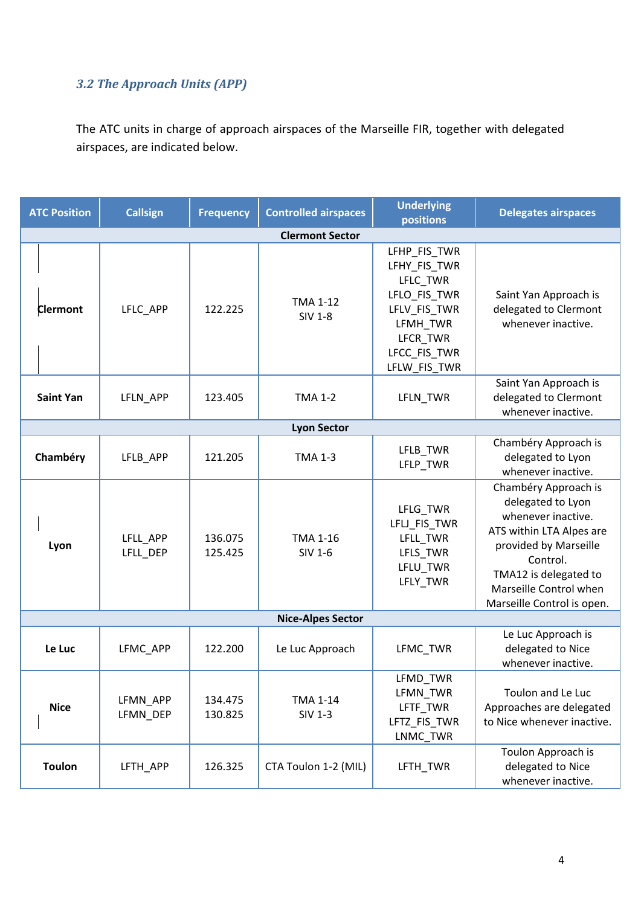### *3.2 The Approach Units (APP)*

The ATC units in charge of approach airspaces of the Marseille FIR, together with delegated airspaces, are indicated below.

| ATC Position | Callsign | Frequency | Controlled airspaces | Underlying positions | Delegates airspaces |
|---|---|---|---|---|---|
| **Clermont Sector** | | | | | |
| **Clermont** | LFLC_APP | 122.225 | TMA 1-12<br>SIV 1-8 | LFHP_FIS_TWR<br>LFHY_FIS_TWR<br>LFLC_TWR<br>LFLO_FIS_TWR<br>LFLV_FIS_TWR<br>LFMH_TWR<br>LFCR_TWR<br>LFCC_FIS_TWR<br>LFLW_FIS_TWR | Saint Yan Approach is delegated to Clermont whenever inactive. |
| **Saint Yan** | LFLN_APP | 123.405 | TMA 1-2 | LFLN_TWR | Saint Yan Approach is delegated to Clermont whenever inactive. |
| **Lyon Sector** | | | | | |
| **Chambéry** | LFLB_APP | 121.205 | TMA 1-3 | LFLB_TWR<br>LFLP_TWR | Chambéry Approach is delegated to Lyon whenever inactive. |
| **Lyon** | LFLL_APP<br>LFLL_DEP | 136.075<br>125.425 | TMA 1-16<br>SIV 1-6 | LFLG_TWR<br>LFLJ_FIS_TWR<br>LFLL_TWR<br>LFLS_TWR<br>LFLU_TWR<br>LFLY_TWR | Chambéry Approach is delegated to Lyon whenever inactive.<br>ATS within LTA Alpes are provided by Marseille Control.<br>TMA12 is delegated to Marseille Control when Marseille Control is open. |
| **Nice-Alpes Sector** | | | | | |
| **Le Luc** | LFMC_APP | 122.200 | Le Luc Approach | LFMC_TWR | Le Luc Approach is delegated to Nice whenever inactive. |
| **Nice** | LFMN_APP<br>LFMN_DEP | 134.475<br>130.825 | TMA 1-14<br>SIV 1-3 | LFMD_TWR<br>LFMN_TWR<br>LFTF_TWR<br>LFTZ_FIS_TWR<br>LNMC_TWR | Toulon and Le Luc Approaches are delegated to Nice whenever inactive. |
| **Toulon** | LFTH_APP | 126.325 | CTA Toulon 1-2 (MIL) | LFTH_TWR | Toulon Approach is delegated to Nice whenever inactive. |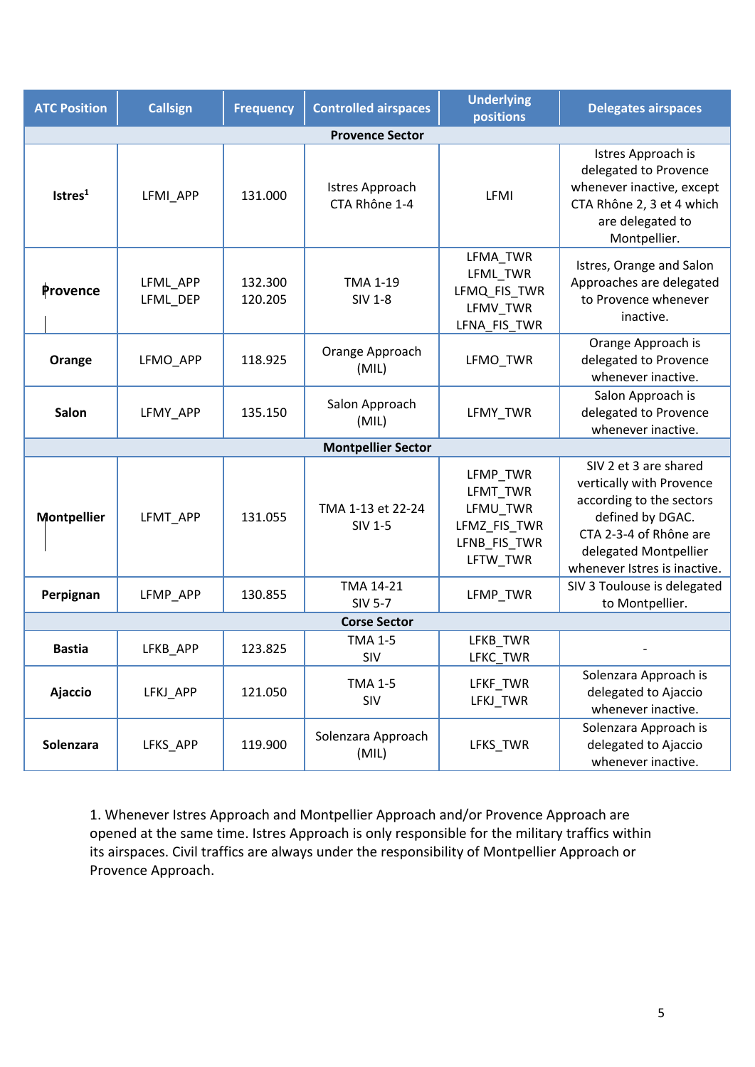| ATC Position | Callsign | Frequency | Controlled airspaces | Underlying positions | Delegates airspaces |
|---|---|---|---|---|---|
| **Provence Sector** | | | | | |
| **Istres**[1] | LFMI_APP | 131.000 | Istres Approach CTA Rhône 1-4 | LFMI | Istres Approach is delegated to Provence whenever inactive, except CTA Rhône 2, 3 et 4 which are delegated to Montpellier. |
| **Provence** | LFML_APP LFML_DEP | 132.300 120.205 | TMA 1-19 SIV 1-8 | LFMA_TWR LFML_TWR LFMQ_FIS_TWR LFMV_TWR LFNA_FIS_TWR | Istres, Orange and Salon Approaches are delegated to Provence whenever inactive. |
| **Orange** | LFMO_APP | 118.925 | Orange Approach (MIL) | LFMO_TWR | Orange Approach is delegated to Provence whenever inactive. |
| **Salon** | LFMY_APP | 135.150 | Salon Approach (MIL) | LFMY_TWR | Salon Approach is delegated to Provence whenever inactive. |
| **Montpellier Sector** | | | | | |
| **Montpellier** | LFMT_APP | 131.055 | TMA 1-13 et 22-24 SIV 1-5 | LFMP_TWR LFMT_TWR LFMU_TWR LFMZ_FIS_TWR LFNB_FIS_TWR LFTW_TWR | SIV 2 et 3 are shared vertically with Provence according to the sectors defined by DGAC. CTA 2-3-4 of Rhône are delegated Montpellier whenever Istres is inactive. |
| **Perpignan** | LFMP_APP | 130.855 | TMA 14-21 SIV 5-7 | LFMP_TWR | SIV 3 Toulouse is delegated to Montpellier. |
| **Corse Sector** | | | | | |
| **Bastia** | LFKB_APP | 123.825 | TMA 1-5 SIV | LFKB_TWR LFKC_TWR | - |
| **Ajaccio** | LFKJ_APP | 121.050 | TMA 1-5 SIV | LFKF_TWR LFKJ_TWR | Solenzara Approach is delegated to Ajaccio whenever inactive. |
| **Solenzara** | LFKS_APP | 119.900 | Solenzara Approach (MIL) | LFKS_TWR | Solenzara Approach is delegated to Ajaccio whenever inactive. |

1. Whenever Istres Approach and Montpellier Approach and/or Provence Approach are opened at the same time. Istres Approach is only responsible for the military traffics within its airspaces. Civil traffics are always under the responsibility of Montpellier Approach or Provence Approach.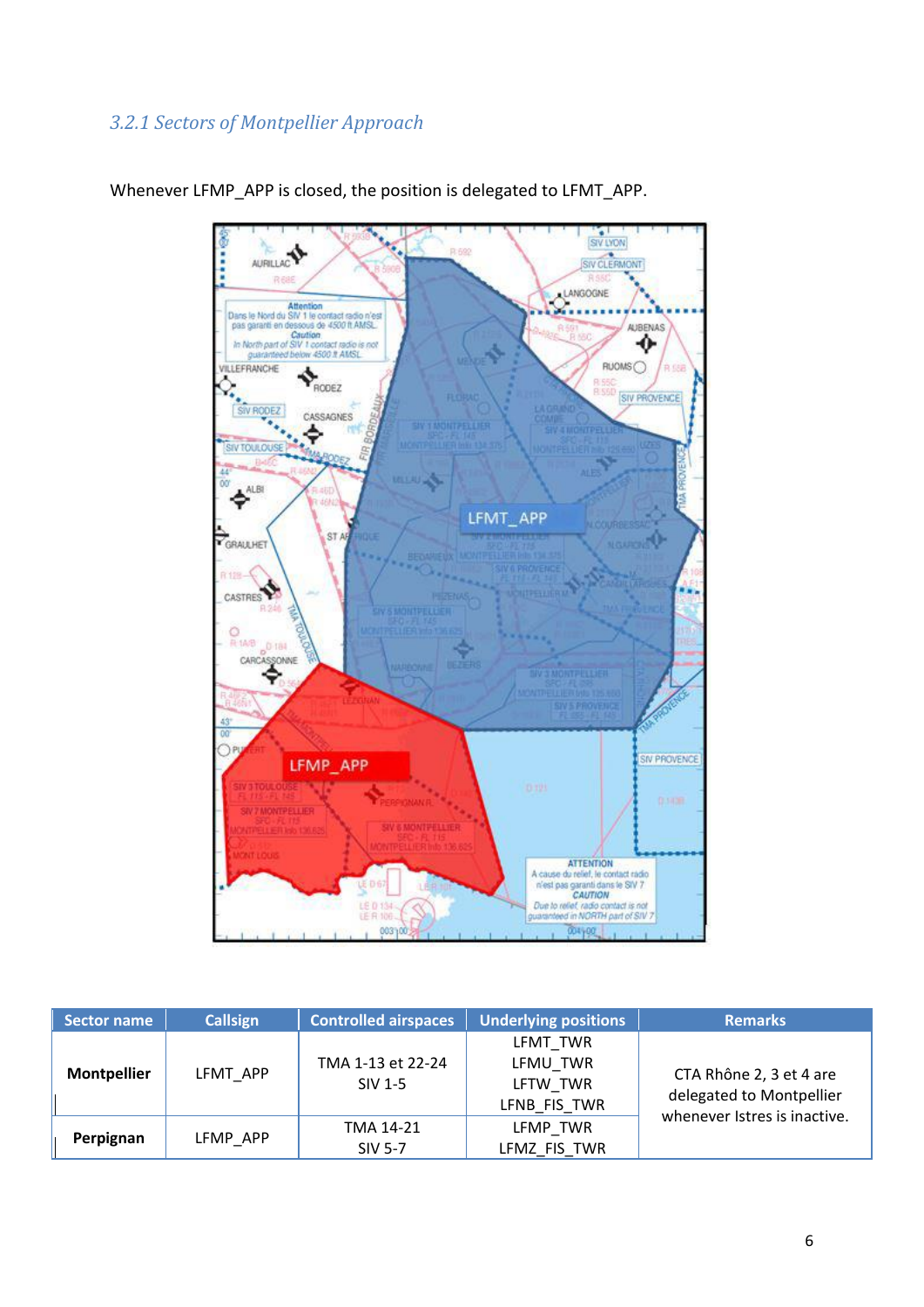### 3.2.1 Sectors of Montpellier Approach

Whenever LFMP_APP is closed, the position is delegated to LFMT_APP.

| Sector name | Callsign | Controlled airspaces | Underlying positions | Remarks |
|---|---|---|---|---|
| **Montpellier** | LFMT_APP | TMA 1-13 et 22-24<br>SIV 1-5 | LFMT_TWR<br>LFMU_TWR<br>LFTW_TWR<br>LFNB_FIS_TWR | CTA Rhône 2, 3 et 4 are delegated to Montpellier whenever Istres is inactive. |
| **Perpignan** | LFMP_APP | TMA 14-21<br>SIV 5-7 | LFMP_TWR<br>LFMZ_FIS_TWR | |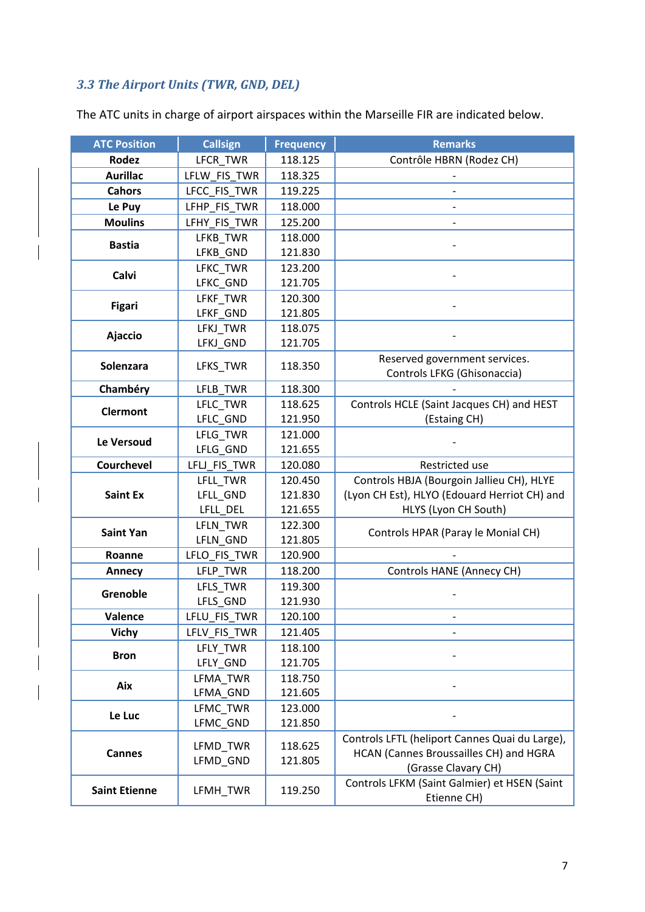### *3.3 The Airport Units (TWR, GND, DEL)*

The ATC units in charge of airport airspaces within the Marseille FIR are indicated below.

| ATC Position | Callsign | Frequency | Remarks |
|---|---|---|---|
| **Rodez** | LFCR_TWR | 118.125 | Contrôle HBRN (Rodez CH) |
| **Aurillac** | LFLW_FIS_TWR | 118.325 | - |
| **Cahors** | LFCC_FIS_TWR | 119.225 | - |
| **Le Puy** | LFHP_FIS_TWR | 118.000 | - |
| **Moulins** | LFHY_FIS_TWR | 125.200 | - |
| **Bastia** | LFKB_TWR<br>LFKB_GND | 118.000<br>121.830 | - |
| **Calvi** | LFKC_TWR<br>LFKC_GND | 123.200<br>121.705 | - |
| **Figari** | LFKF_TWR<br>LFKF_GND | 120.300<br>121.805 | - |
| **Ajaccio** | LFKJ_TWR<br>LFKJ_GND | 118.075<br>121.705 | - |
| **Solenzara** | LFKS_TWR | 118.350 | Reserved government services. Controls LFKG (Ghisonaccia) |
| **Chambéry** | LFLB_TWR | 118.300 | - |
| **Clermont** | LFLC_TWR<br>LFLC_GND | 118.625<br>121.950 | Controls HCLE (Saint Jacques CH) and HEST (Estaing CH) |
| **Le Versoud** | LFLG_TWR<br>LFLG_GND | 121.000<br>121.655 | - |
| **Courchevel** | LFLJ_FIS_TWR | 120.080 | Restricted use |
| **Saint Ex** | LFLL_TWR<br>LFLL_GND<br>LFLL_DEL | 120.450<br>121.830<br>121.655 | Controls HBJA (Bourgoin Jallieu CH), HLYE (Lyon CH Est), HLYO (Edouard Herriot CH) and HLYS (Lyon CH South) |
| **Saint Yan** | LFLN_TWR<br>LFLN_GND | 122.300<br>121.805 | Controls HPAR (Paray le Monial CH) |
| **Roanne** | LFLO_FIS_TWR | 120.900 | - |
| **Annecy** | LFLP_TWR | 118.200 | Controls HANE (Annecy CH) |
| **Grenoble** | LFLS_TWR<br>LFLS_GND | 119.300<br>121.930 | - |
| **Valence** | LFLU_FIS_TWR | 120.100 | - |
| **Vichy** | LFLV_FIS_TWR | 121.405 | - |
| **Bron** | LFLY_TWR<br>LFLY_GND | 118.100<br>121.705 | - |
| **Aix** | LFMA_TWR<br>LFMA_GND | 118.750<br>121.605 | - |
| **Le Luc** | LFMC_TWR<br>LFMC_GND | 123.000<br>121.850 | - |
| **Cannes** | LFMD_TWR<br>LFMD_GND | 118.625<br>121.805 | Controls LFTL (heliport Cannes Quai du Large), HCAN (Cannes Broussailles CH) and HGRA (Grasse Clavary CH) |
| **Saint Etienne** | LFMH_TWR | 119.250 | Controls LFKM (Saint Galmier) et HSEN (Saint Etienne CH) |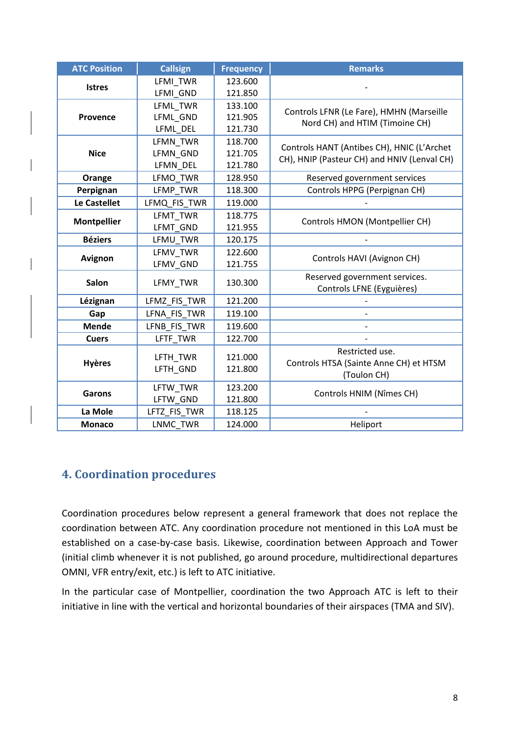| ATC Position | Callsign | Frequency | Remarks |
|---|---|---|---|
| **Istres** | LFMI_TWR<br>LFMI_GND | 123.600<br>121.850 | - |
| **Provence** | LFML_TWR<br>LFML_GND<br>LFML_DEL | 133.100<br>121.905<br>121.730 | Controls LFNR (Le Fare), HMHN (Marseille Nord CH) and HTIM (Timoine CH) |
| **Nice** | LFMN_TWR<br>LFMN_GND<br>LFMN_DEL | 118.700<br>121.705<br>121.780 | Controls HANT (Antibes CH), HNIC (L'Archet CH), HNIP (Pasteur CH) and HNIV (Lenval CH) |
| **Orange** | LFMO_TWR | 128.950 | Reserved government services |
| **Perpignan** | LFMP_TWR | 118.300 | Controls HPPG (Perpignan CH) |
| **Le Castellet** | LFMQ_FIS_TWR | 119.000 | - |
| **Montpellier** | LFMT_TWR<br>LFMT_GND | 118.775<br>121.955 | Controls HMON (Montpellier CH) |
| **Béziers** | LFMU_TWR | 120.175 | - |
| **Avignon** | LFMV_TWR<br>LFMV_GND | 122.600<br>121.755 | Controls HAVI (Avignon CH) |
| **Salon** | LFMY_TWR | 130.300 | Reserved government services.<br>Controls LFNE (Eyguières) |
| **Lézignan** | LFMZ_FIS_TWR | 121.200 | - |
| **Gap** | LFNA_FIS_TWR | 119.100 | - |
| **Mende** | LFNB_FIS_TWR | 119.600 | - |
| **Cuers** | LFTF_TWR | 122.700 | - |
| **Hyères** | LFTH_TWR<br>LFTH_GND | 121.000<br>121.800 | Restricted use.<br>Controls HTSA (Sainte Anne CH) et HTSM (Toulon CH) |
| **Garons** | LFTW_TWR<br>LFTW_GND | 123.200<br>121.800 | Controls HNIM (Nîmes CH) |
| **La Mole** | LFTZ_FIS_TWR | 118.125 | - |
| **Monaco** | LNMC_TWR | 124.000 | Heliport |

## 4. Coordination procedures

Coordination procedures below represent a general framework that does not replace the coordination between ATC. Any coordination procedure not mentioned in this LoA must be established on a case-by-case basis. Likewise, coordination between Approach and Tower (initial climb whenever it is not published, go around procedure, multidirectional departures OMNI, VFR entry/exit, etc.) is left to ATC initiative.

In the particular case of Montpellier, coordination the two Approach ATC is left to their initiative in line with the vertical and horizontal boundaries of their airspaces (TMA and SIV).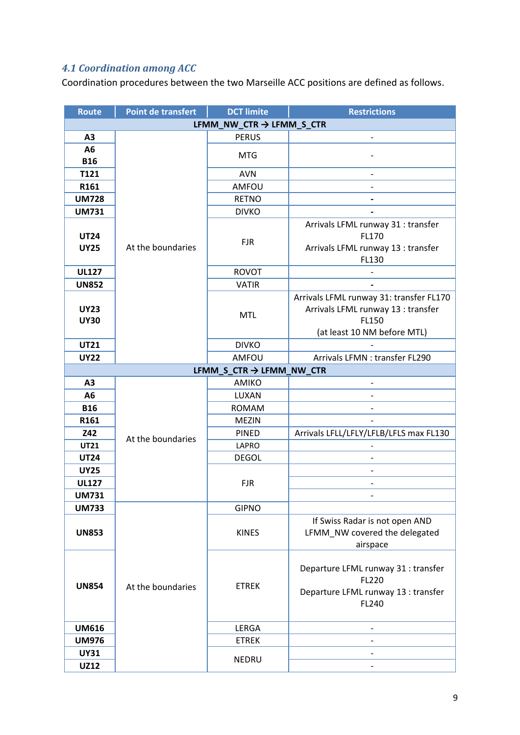### 4.1 Coordination among ACC

Coordination procedures between the two Marseille ACC positions are defined as follows.

| Route | Point de transfert | DCT limite | Restrictions |
|---|---|---|---|
| **LFMM_NW_CTR → LFMM_S_CTR** | | | |
| **A3** | At the boundaries | PERUS | - |
| **A6** **B16** | | MTG | - |
| **T121** | | AVN | - |
| **R161** | | AMFOU | - |
| **UM728** | | RETNO | - |
| **UM731** | | DIVKO | - |
| **UT24** **UY25** | | FJR | Arrivals LFML runway 31 : transfer FL170 Arrivals LFML runway 13 : transfer FL130 |
| **UL127** | | ROVOT | - |
| **UN852** | | VATIR | - |
| **UY23** **UY30** | | MTL | Arrivals LFML runway 31: transfer FL170 Arrivals LFML runway 13 : transfer FL150 (at least 10 NM before MTL) |
| **UT21** | | DIVKO | - |
| **UY22** | | AMFOU | Arrivals LFMN : transfer FL290 |
| **LFMM_S_CTR → LFMM_NW_CTR** | | | |
| **A3** | At the boundaries | AMIKO | - |
| **A6** | | LUXAN | - |
| **B16** | | ROMAM | - |
| **R161** | | MEZIN | - |
| **Z42** | | PINED | Arrivals LFLL/LFLY/LFLB/LFLS max FL130 |
| **UT21** | | LAPRO | - |
| **UT24** | | DEGOL | - |
| **UY25** | | FJR | - |
| **UL127** | | FJR | - |
| **UM731** | | FJR | - |
| **UM733** | At the boundaries | GIPNO | |
| **UN853** | | KINES | If Swiss Radar is not open AND LFMM_NW covered the delegated airspace |
| **UN854** | | ETREK | Departure LFML runway 31 : transfer FL220 Departure LFML runway 13 : transfer FL240 |
| **UM616** | | LERGA | - |
| **UM976** | | ETREK | - |
| **UY31** | | NEDRU | - |
| **UZ12** | | NEDRU | - |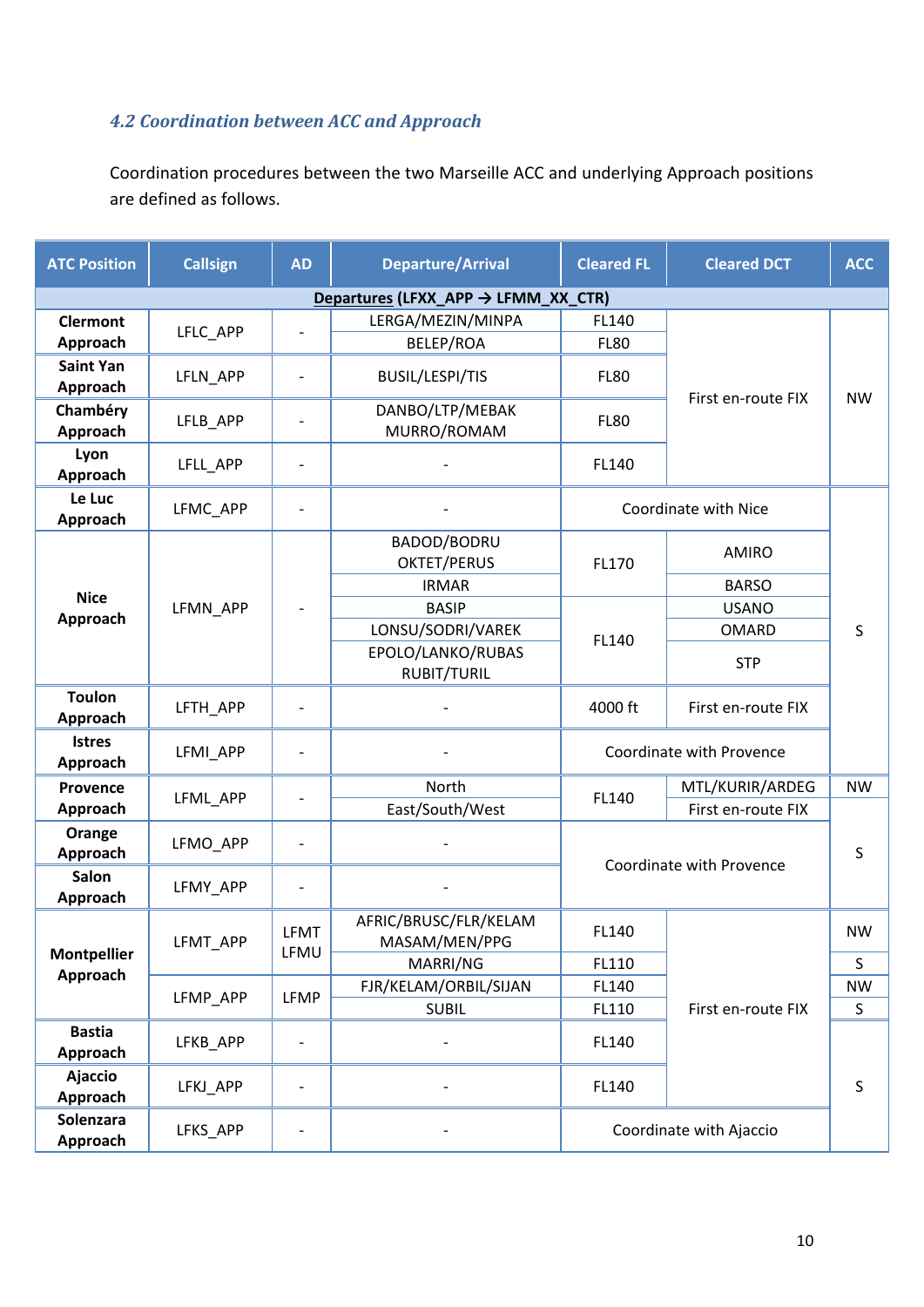### 4.2 Coordination between ACC and Approach

Coordination procedures between the two Marseille ACC and underlying Approach positions are defined as follows.

| ATC Position | Callsign | AD | Departure/Arrival | Cleared FL | Cleared DCT | ACC |
|---|---|---|---|---|---|---|
| **Departures (LFXX_APP → LFMM_XX_CTR)** | | | | | | |
| Clermont Approach | LFLC_APP | - | LERGA/MEZIN/MINPA | FL140 | First en-route FIX | NW |
| | | | BELEP/ROA | FL80 | | |
| Saint Yan Approach | LFLN_APP | - | BUSIL/LESPI/TIS | FL80 | | |
| Chambéry Approach | LFLB_APP | - | DANBO/LTP/MEBAK MURRO/ROMAM | FL80 | | |
| Lyon Approach | LFLL_APP | - | - | FL140 | | |
| Le Luc Approach | LFMC_APP | - | - | Coordinate with Nice | | S |
| Nice Approach | LFMN_APP | - | BADOD/BODRU OKTET/PERUS | FL170 | AMIRO | |
| | | | IRMAR | | BARSO | |
| | | | BASIP | FL140 | USANO | |
| | | | LONSU/SODRI/VAREK | | OMARD | |
| | | | EPOLO/LANKO/RUBAS RUBIT/TURIL | | STP | |
| Toulon Approach | LFTH_APP | - | - | 4000 ft | First en-route FIX | |
| Istres Approach | LFMI_APP | - | - | Coordinate with Provence | | |
| Provence Approach | LFML_APP | - | North | FL140 | MTL/KURIR/ARDEG | NW |
| | | | East/South/West | | First en-route FIX | S |
| Orange Approach | LFMO_APP | - | - | Coordinate with Provence | | |
| Salon Approach | LFMY_APP | - | - | | | |
| Montpellier Approach | LFMT_APP | LFMT LFMU | AFRIC/BRUSC/FLR/KELAM MASAM/MEN/PPG | FL140 | First en-route FIX | NW |
| | | | MARRI/NG | FL110 | | S |
| | LFMP_APP | LFMP | FJR/KELAM/ORBIL/SIJAN | FL140 | | NW |
| | | | SUBIL | FL110 | | S |
| Bastia Approach | LFKB_APP | - | - | FL140 | | S |
| Ajaccio Approach | LFKJ_APP | - | - | FL140 | | |
| Solenzara Approach | LFKS_APP | - | - | Coordinate with Ajaccio | | |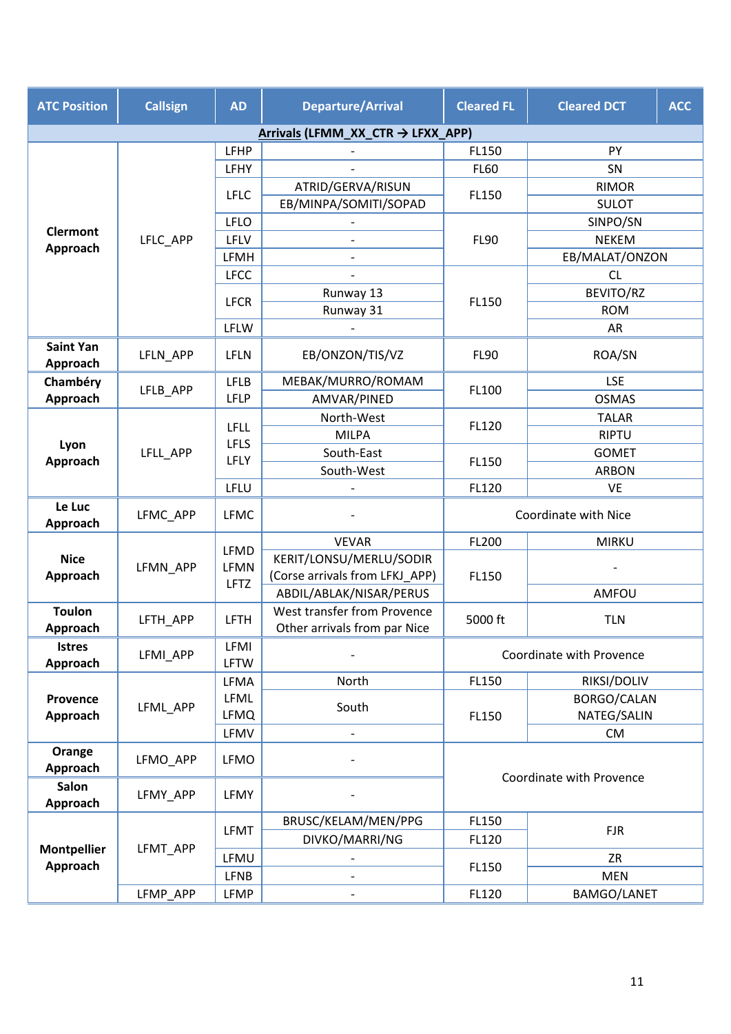| ATC Position | Callsign | AD | Departure/Arrival | Cleared FL | Cleared DCT | ACC |
|---|---|---|---|---|---|---|
| **Arrivals (LFMM_XX_CTR → LFXX_APP)** | | | | | | |
| **Clermont Approach** | LFLC_APP | LFHP | - | FL150 | PY | |
| | | LFHY | - | FL60 | SN | |
| | | LFLC | ATRID/GERVA/RISUN | FL150 | RIMOR | |
| | | | EB/MINPA/SOMITI/SOPAD | | SULOT | |
| | | LFLO | - | FL90 | SINPO/SN | |
| | | LFLV | - | | NEKEM | |
| | | LFMH | - | | EB/MALAT/ONZON | |
| | | LFCC | - | FL150 | CL | |
| | | LFCR | Runway 13 | | BEVITO/RZ | |
| | | | Runway 31 | | ROM | |
| | | LFLW | - | | AR | |
| **Saint Yan Approach** | LFLN_APP | LFLN | EB/ONZON/TIS/VZ | FL90 | ROA/SN | |
| **Chambéry Approach** | LFLB_APP | LFLB | MEBAK/MURRO/ROMAM | FL100 | LSE | |
| | | LFLP | AMVAR/PINED | | OSMAS | |
| **Lyon Approach** | LFLL_APP | LFLL LFLS LFLY | North-West | FL120 | TALAR | |
| | | | MILPA | | RIPTU | |
| | | | South-East | FL150 | GOMET | |
| | | | South-West | | ARBON | |
| | | LFLU | - | FL120 | VE | |
| **Le Luc Approach** | LFMC_APP | LFMC | - | Coordinate with Nice | | |
| **Nice Approach** | LFMN_APP | LFMD LFMN LFTZ | VEVAR | FL200 | MIRKU | |
| | | | KERIT/LONSU/MERLU/SODIR (Corse arrivals from LFKJ_APP) | FL150 | - | |
| | | | ABDIL/ABLAK/NISAR/PERUS | | AMFOU | |
| **Toulon Approach** | LFTH_APP | LFTH | West transfer from Provence Other arrivals from par Nice | 5000 ft | TLN | |
| **Istres Approach** | LFMI_APP | LFMI LFTW | - | Coordinate with Provence | | |
| **Provence Approach** | LFML_APP | LFMA LFML LFMQ | North | FL150 | RIKSI/DOLIV | |
| | | | South | FL150 | BORGO/CALAN NATEG/SALIN | |
| | | LFMV | - | | CM | |
| **Orange Approach** | LFMO_APP | LFMO | - | Coordinate with Provence | | |
| **Salon Approach** | LFMY_APP | LFMY | - | | | |
| **Montpellier Approach** | LFMT_APP | LFMT | BRUSC/KELAM/MEN/PPG | FL150 | FJR | |
| | | | DIVKO/MARRI/NG | FL120 | | |
| | | LFMU | - | FL150 | ZR | |
| | | LFNB | - | | MEN | |
| | LFMP_APP | LFMP | - | FL120 | BAMGO/LANET | |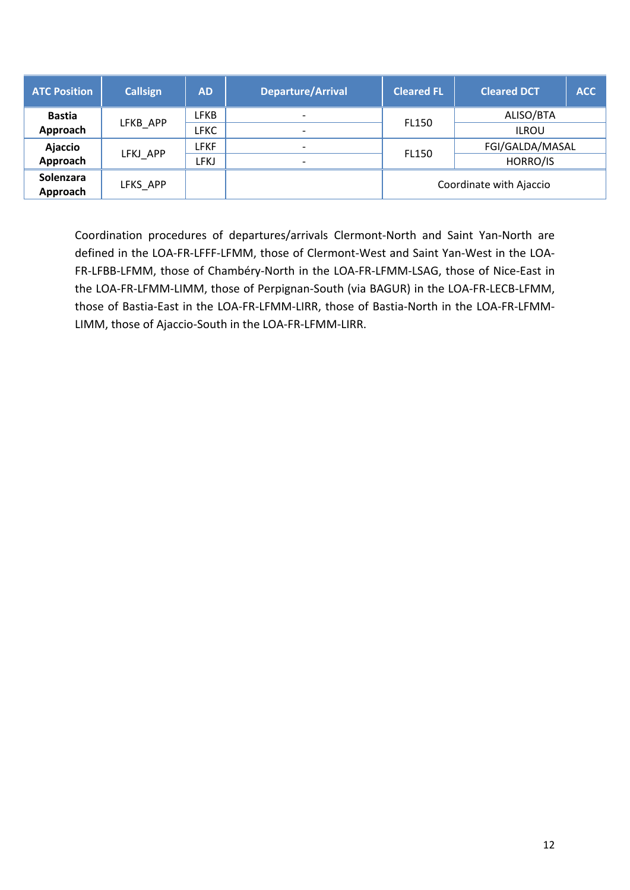| ATC Position | Callsign | AD | Departure/Arrival | Cleared FL | Cleared DCT | ACC |
|---|---|---|---|---|---|---|
| **Bastia Approach** | LFKB_APP | LFKB | - | FL150 | ALISO/BTA | |
| | | LFKC | - | | ILROU | |
| **Ajaccio Approach** | LFKJ_APP | LFKF | - | FL150 | FGI/GALDA/MASAL | |
| | | LFKJ | - | | HORRO/IS | |
| **Solenzara Approach** | LFKS_APP | | | Coordinate with Ajaccio | | |

Coordination procedures of departures/arrivals Clermont-North and Saint Yan-North are defined in the LOA-FR-LFFF-LFMM, those of Clermont-West and Saint Yan-West in the LOA-FR-LFBB-LFMM, those of Chambéry-North in the LOA-FR-LFMM-LSAG, those of Nice-East in the LOA-FR-LFMM-LIMM, those of Perpignan-South (via BAGUR) in the LOA-FR-LECB-LFMM, those of Bastia-East in the LOA-FR-LFMM-LIRR, those of Bastia-North in the LOA-FR-LFMM-LIMM, those of Ajaccio-South in the LOA-FR-LFMM-LIRR.